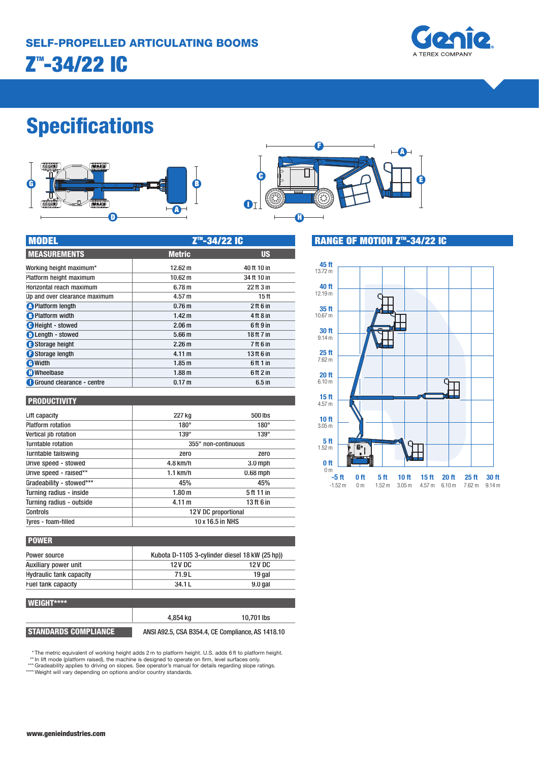## SELF-PROPELLED ARTICULATING BOOMS

# Z™-34/22 IC

Genie
A TEREX COMPANY

# Specifications

| MODEL | Z™-34/22 IC | |
|---|---|---|
| **MEASUREMENTS** | **Metric** | **US** |
| Working height maximum* | 12.62 m | 40 ft 10 in |
| Platform height maximum | 10.62 m | 34 ft 10 in |
| Horizontal reach maximum | 6.78 m | 22 ft 3 in |
| Up and over clearance maximum | 4.57 m | 15 ft |
| A Platform length | 0.76 m | 2 ft 6 in |
| B Platform width | 1.42 m | 4 ft 8 in |
| C Height - stowed | 2.06 m | 6 ft 9 in |
| D Length - stowed | 5.66 m | 18 ft 7 in |
| E Storage height | 2.26 m | 7 ft 6 in |
| F Storage length | 4.11 m | 13 ft 6 in |
| G Width | 1.85 m | 6 ft 1 in |
| H Wheelbase | 1.88 m | 6 ft 2 in |
| I Ground clearance - centre | 0.17 m | 6.5 in |

| PRODUCTIVITY | | |
|---|---|---|
| Lift capacity | 227 kg | 500 lbs |
| Platform rotation | 180° | 180° |
| Vertical jib rotation | 139° | 139° |
| Turntable rotation | 355° non-continuous | |
| Turntable tailswing | zero | zero |
| Drive speed - stowed | 4.8 km/h | 3.0 mph |
| Drive speed - raised** | 1.1 km/h | 0.68 mph |
| Gradeability - stowed*** | 45% | 45% |
| Turning radius - inside | 1.80 m | 5 ft 11 in |
| Turning radius - outside | 4.11 m | 13 ft 6 in |
| Controls | 12V DC proportional | |
| Tyres - foam-filled | 10 x 16.5 in NHS | |

| POWER | | |
|---|---|---|
| Power source | Kubota D-1105 3-cylinder diesel 18 kW (25 hp)) | |
| Auxiliary power unit | 12V DC | 12V DC |
| Hydraulic tank capacity | 71.9 L | 19 gal |
| Fuel tank capacity | 34.1 L | 9.0 gal |

| WEIGHT**** | | |
|---|---|---|
| | 4,854 kg | 10,701 lbs |

| STANDARDS COMPLIANCE | ANSI A92.5, CSA B354.4, CE Compliance, AS 1418.10 |
|---|---|

## RANGE OF MOTION Z™-34/22 IC

\* The metric equivalent of working height adds 2 m to platform height. U.S. adds 6 ft to platform height.
\** In lift mode (platform raised), the machine is designed to operate on firm, level surfaces only.
\*** Gradeability applies to driving on slopes. See operator's manual for details regarding slope ratings.
\**** Weight will vary depending on options and/or country standards.

www.genieindustries.com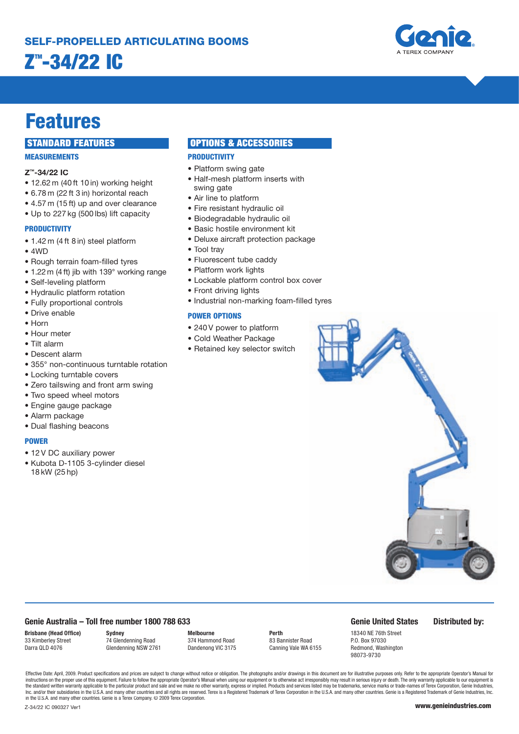## SELF-PROPELLED ARTICULATING BOOMS

# Z™-34/22 IC

Genie
A TEREX COMPANY

# Features

## STANDARD FEATURES

### MEASUREMENTS

**Z™-34/22 IC**

- 12.62 m (40 ft 10 in) working height
- 6.78 m (22 ft 3 in) horizontal reach
- 4.57 m (15 ft) up and over clearance
- Up to 227 kg (500 lbs) lift capacity

### PRODUCTIVITY

- 1.42 m (4 ft 8 in) steel platform
- 4WD
- Rough terrain foam-filled tyres
- 1.22 m (4 ft) jib with 139° working range
- Self-leveling platform
- Hydraulic platform rotation
- Fully proportional controls
- Drive enable
- Horn
- Hour meter
- Tilt alarm
- Descent alarm
- 355° non-continuous turntable rotation
- Locking turntable covers
- Zero tailswing and front arm swing
- Two speed wheel motors
- Engine gauge package
- Alarm package
- Dual flashing beacons

### POWER

- 12 V DC auxiliary power
- Kubota D-1105 3-cylinder diesel 18 kW (25 hp)

## OPTIONS & ACCESSORIES

### PRODUCTIVITY

- Platform swing gate
- Half-mesh platform inserts with swing gate
- Air line to platform
- Fire resistant hydraulic oil
- Biodegradable hydraulic oil
- Basic hostile environment kit
- Deluxe aircraft protection package
- Tool tray
- Fluorescent tube caddy
- Platform work lights
- Lockable platform control box cover
- Front driving lights
- Industrial non-marking foam-filled tyres

### POWER OPTIONS

- 240 V power to platform
- Cold Weather Package
- Retained key selector switch

---

**Genie Australia – Toll free number 1800 788 633**

**Brisbane (Head Office)**
33 Kimberley Street
Darra QLD 4076

**Sydney**
74 Glendenning Road
Glendenning NSW 2761

**Melbourne**
374 Hammond Road
Dandenong VIC 3175

**Perth**
83 Bannister Road
Canning Vale WA 6155

**Genie United States**
18340 NE 76th Street
P.O. Box 97030
Redmond, Washington
98073-9730

**Distributed by:**

Effective Date: April, 2009. Product specifications and prices are subject to change without notice or obligation. The photographs and/or drawings in this document are for illustrative purposes only. Refer to the appropriate Operator's Manual for instructions on the proper use of this equipment. Failure to follow the appropriate Operator's Manual when using our equipment or to otherwise act irresponsibly may result in serious injury or death. The only warranty applicable to our equipment is the standard written warranty applicable to the particular product and sale and we make no other warranty, express or implied. Products and services listed may be trademarks, service marks or trade-names of Terex Corporation, Genie Industries, Inc. and/or their subsidiaries in the U.S.A. and many other countries and all rights are reserved. Terex is a Registered Trademark of Terex Corporation in the U.S.A. and many other countries. Genie is a Registered Trademark of Genie Industries, Inc. in the U.S.A. and many other countries. Genie is a Terex Company. © 2009 Terex Corporation.

Z-34/22 IC 090327 Ver1

**www.genieindustries.com**